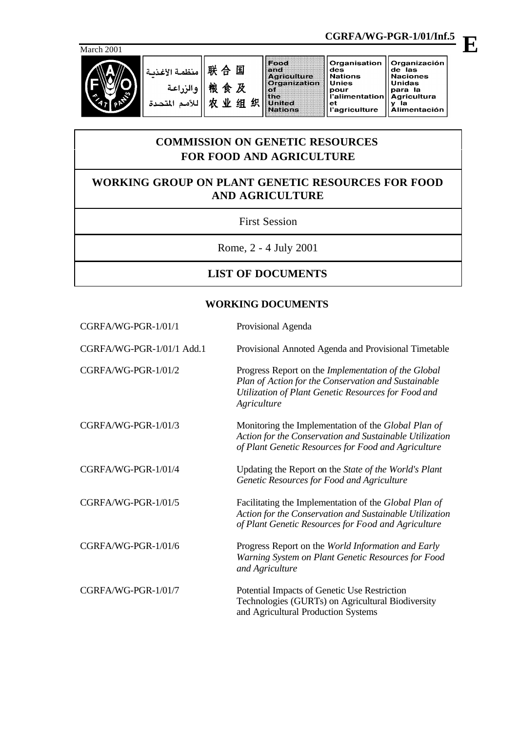CGRFA/WG-PGR-1/01/Inf.5

March 2001

منظمة الأغذية والزراعة للأمم المتحدة | 联合国粮食及农业组织 | Food and Agriculture Organization of the United Nations | Organisation des Nations Unies pour l'alimentation et l'agriculture | Organización de las Naciones Unidas para la Agricultura y la Alimentación

# COMMISSION ON GENETIC RESOURCES FOR FOOD AND AGRICULTURE

## WORKING GROUP ON PLANT GENETIC RESOURCES FOR FOOD AND AGRICULTURE

First Session

Rome, 2 - 4 July 2001

## LIST OF DOCUMENTS

### WORKING DOCUMENTS

| | |
|---|---|
| CGRFA/WG-PGR-1/01/1 | Provisional Agenda |
| CGRFA/WG-PGR-1/01/1 Add.1 | Provisional Annoted Agenda and Provisional Timetable |
| CGRFA/WG-PGR-1/01/2 | Progress Report on the *Implementation of the Global Plan of Action for the Conservation and Sustainable Utilization of Plant Genetic Resources for Food and Agriculture* |
| CGRFA/WG-PGR-1/01/3 | Monitoring the Implementation of the *Global Plan of Action for the Conservation and Sustainable Utilization of Plant Genetic Resources for Food and Agriculture* |
| CGRFA/WG-PGR-1/01/4 | Updating the Report on the *State of the World's Plant Genetic Resources for Food and Agriculture* |
| CGRFA/WG-PGR-1/01/5 | Facilitating the Implementation of the *Global Plan of Action for the Conservation and Sustainable Utilization of Plant Genetic Resources for Food and Agriculture* |
| CGRFA/WG-PGR-1/01/6 | Progress Report on the *World Information and Early Warning System on Plant Genetic Resources for Food and Agriculture* |
| CGRFA/WG-PGR-1/01/7 | Potential Impacts of Genetic Use Restriction Technologies (GURTs) on Agricultural Biodiversity and Agricultural Production Systems |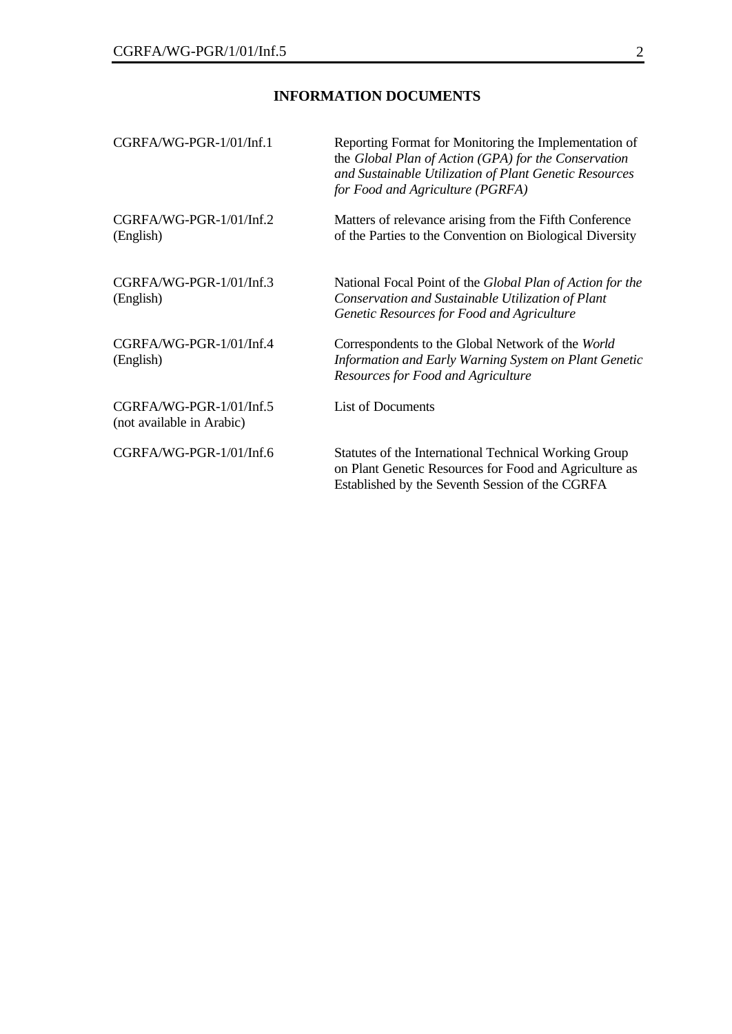## INFORMATION DOCUMENTS

| | |
|---|---|
| CGRFA/WG-PGR-1/01/Inf.1 | Reporting Format for Monitoring the Implementation of the *Global Plan of Action (GPA) for the Conservation and Sustainable Utilization of Plant Genetic Resources for Food and Agriculture (PGRFA)* |
| CGRFA/WG-PGR-1/01/Inf.2 (English) | Matters of relevance arising from the Fifth Conference of the Parties to the Convention on Biological Diversity |
| CGRFA/WG-PGR-1/01/Inf.3 (English) | National Focal Point of the *Global Plan of Action for the Conservation and Sustainable Utilization of Plant Genetic Resources for Food and Agriculture* |
| CGRFA/WG-PGR-1/01/Inf.4 (English) | Correspondents to the Global Network of the *World Information and Early Warning System on Plant Genetic Resources for Food and Agriculture* |
| CGRFA/WG-PGR-1/01/Inf.5 (not available in Arabic) | List of Documents |
| CGRFA/WG-PGR-1/01/Inf.6 | Statutes of the International Technical Working Group on Plant Genetic Resources for Food and Agriculture as Established by the Seventh Session of the CGRFA |